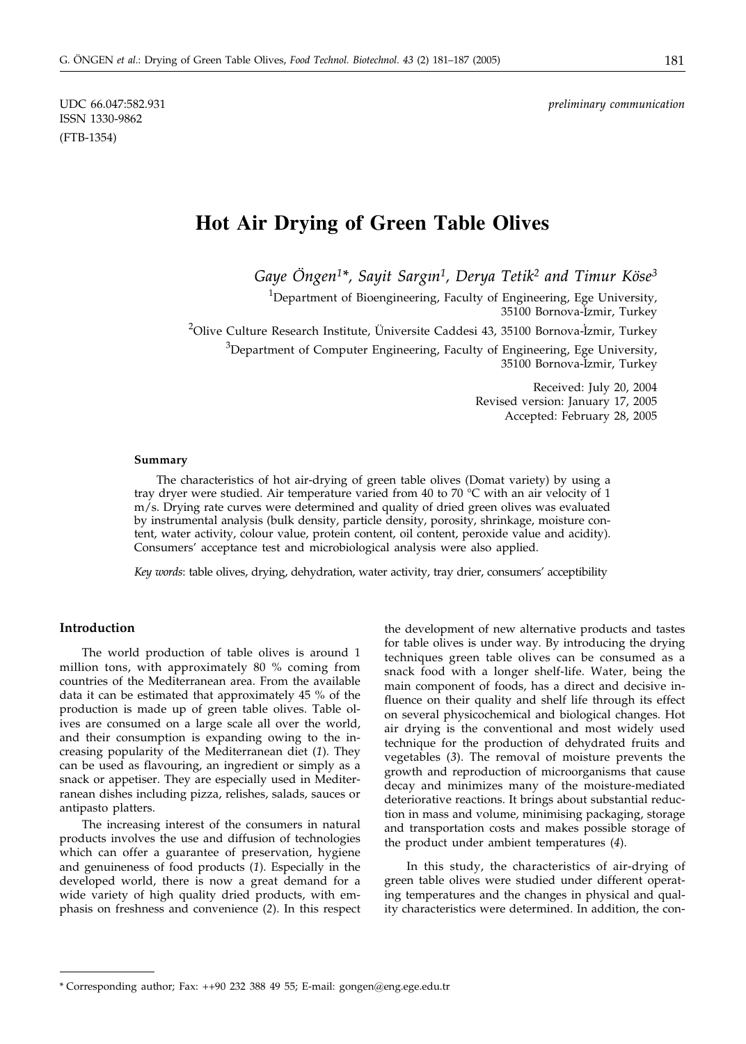UDC 66.047:582.931
ISSN 1330-9862
(FTB-1354)

*preliminary communication*

# Hot Air Drying of Green Table Olives

*Gaye Öngen[1]\*, Sayit Sargın[1], Derya Tetik[2] and Timur Köse[3]*

[1]Department of Bioengineering, Faculty of Engineering, Ege University, 35100 Bornova-İzmir, Turkey

[2]Olive Culture Research Institute, Üniversite Caddesi 43, 35100 Bornova-İzmir, Turkey

[3]Department of Computer Engineering, Faculty of Engineering, Ege University, 35100 Bornova-İzmir, Turkey

Received: July 20, 2004
Revised version: January 17, 2005
Accepted: February 28, 2005

#### Summary

The characteristics of hot air-drying of green table olives (Domat variety) by using a tray dryer were studied. Air temperature varied from 40 to 70 °C with an air velocity of 1 m/s. Drying rate curves were determined and quality of dried green olives was evaluated by instrumental analysis (bulk density, particle density, porosity, shrinkage, moisture content, water activity, colour value, protein content, oil content, peroxide value and acidity). Consumers' acceptance test and microbiological analysis were also applied.

*Key words*: table olives, drying, dehydration, water activity, tray drier, consumers' acceptibility

## Introduction

The world production of table olives is around 1 million tons, with approximately 80 % coming from countries of the Mediterranean area. From the available data it can be estimated that approximately 45 % of the production is made up of green table olives. Table olives are consumed on a large scale all over the world, and their consumption is expanding owing to the increasing popularity of the Mediterranean diet (*1*). They can be used as flavouring, an ingredient or simply as a snack or appetiser. They are especially used in Mediterranean dishes including pizza, relishes, salads, sauces or antipasto platters.

The increasing interest of the consumers in natural products involves the use and diffusion of technologies which can offer a guarantee of preservation, hygiene and genuineness of food products (*1*). Especially in the developed world, there is now a great demand for a wide variety of high quality dried products, with emphasis on freshness and convenience (*2*). In this respect the development of new alternative products and tastes for table olives is under way. By introducing the drying techniques green table olives can be consumed as a snack food with a longer shelf-life. Water, being the main component of foods, has a direct and decisive influence on their quality and shelf life through its effect on several physicochemical and biological changes. Hot air drying is the conventional and most widely used technique for the production of dehydrated fruits and vegetables (*3*). The removal of moisture prevents the growth and reproduction of microorganisms that cause decay and minimizes many of the moisture-mediated deteriorative reactions. It brings about substantial reduction in mass and volume, minimising packaging, storage and transportation costs and makes possible storage of the product under ambient temperatures (*4*).

In this study, the characteristics of air-drying of green table olives were studied under different operating temperatures and the changes in physical and quality characteristics were determined. In addition, the con-

\* Corresponding author; Fax: ++90 232 388 49 55; E-mail: gongen@eng.ege.edu.tr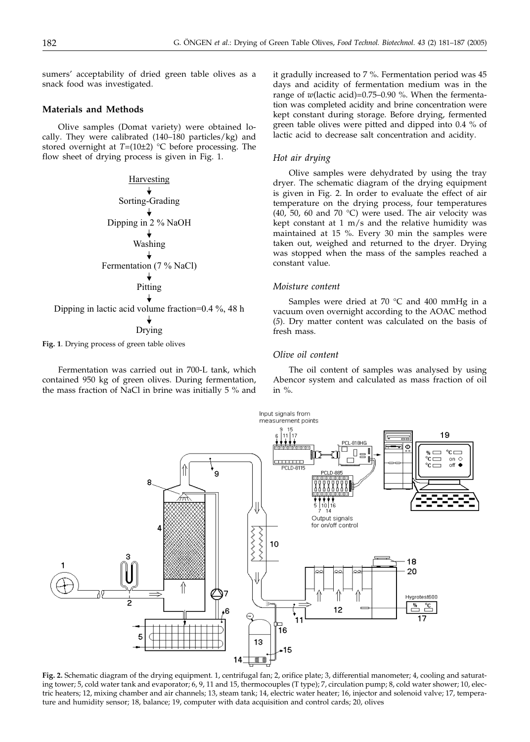sumers' acceptability of dried green table olives as a snack food was investigated.

## Materials and Methods

Olive samples (Domat variety) were obtained locally. They were calibrated (140–180 particles/kg) and stored overnight at $T$=(10±2) °C before processing. The flow sheet of drying process is given in Fig. 1.

Harvesting
↓
Sorting-Grading
↓
Dipping in 2 % NaOH
↓
Washing
↓
Fermentation (7 % NaCl)
↓
Pitting
↓
Dipping in lactic acid volume fraction=0.4 %, 48 h
↓
Drying

**Fig. 1**. Drying process of green table olives

Fermentation was carried out in 700-L tank, which contained 950 kg of green olives. During fermentation, the mass fraction of NaCl in brine was initially 5 % and it gradually increased to 7 %. Fermentation period was 45 days and acidity of fermentation medium was in the range of $w$(lactic acid)=0.75–0.90 %. When the fermentation was completed acidity and brine concentration were kept constant during storage. Before drying, fermented green table olives were pitted and dipped into 0.4 % of lactic acid to decrease salt concentration and acidity.

### *Hot air drying*

Olive samples were dehydrated by using the tray dryer. The schematic diagram of the drying equipment is given in Fig. 2. In order to evaluate the effect of air temperature on the drying process, four temperatures (40, 50, 60 and 70 °C) were used. The air velocity was kept constant at 1 m/s and the relative humidity was maintained at 15 %. Every 30 min the samples were taken out, weighed and returned to the dryer. Drying was stopped when the mass of the samples reached a constant value.

### *Moisture content*

Samples were dried at 70 °C and 400 mmHg in a vacuum oven overnight according to the AOAC method (*5*). Dry matter content was calculated on the basis of fresh mass.

### *Olive oil content*

The oil content of samples was analysed by using Abencor system and calculated as mass fraction of oil in %.

**Fig. 2.** Schematic diagram of the drying equipment. 1, centrifugal fan; 2, orifice plate; 3, differential manometer; 4, cooling and saturating tower; 5, cold water tank and evaporator; 6, 9, 11 and 15, thermocouples (T type); 7, circulation pump; 8, cold water shower; 10, electric heaters; 12, mixing chamber and air channels; 13, steam tank; 14, electric water heater; 16, injector and solenoid valve; 17, temperature and humidity sensor; 18, balance; 19, computer with data acquisition and control cards; 20, olives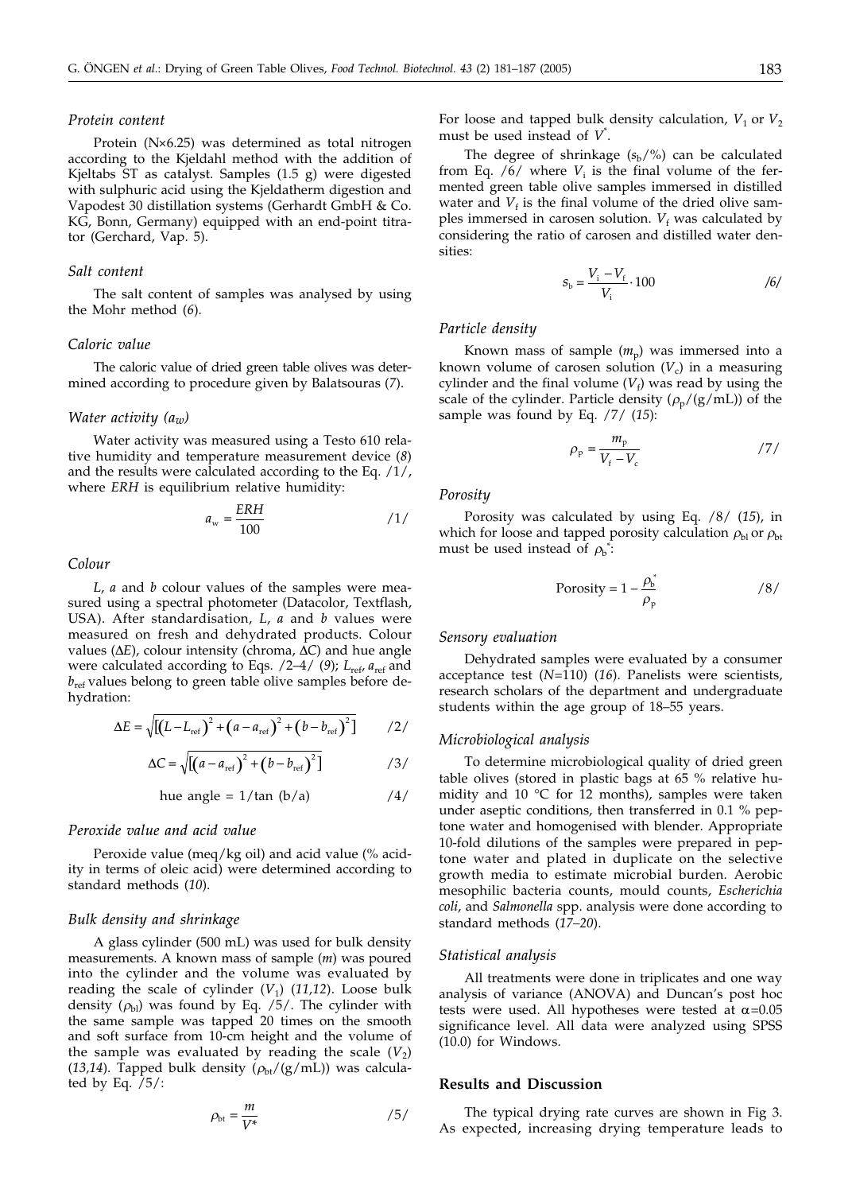### *Protein content*

Protein (N×6.25) was determined as total nitrogen according to the Kjeldahl method with the addition of Kjeltabs ST as catalyst. Samples (1.5 g) were digested with sulphuric acid using the Kjeldatherm digestion and Vapodest 30 distillation systems (Gerhardt GmbH & Co. KG, Bonn, Germany) equipped with an end-point titrator (Gerchard, Vap. 5).

### *Salt content*

The salt content of samples was analysed by using the Mohr method (*6*).

### *Caloric value*

The caloric value of dried green table olives was determined according to procedure given by Balatsouras (*7*).

### *Water activity ($a_w$)*

Water activity was measured using a Testo 610 relative humidity and temperature measurement device (*8*) and the results were calculated according to the Eq. /1/, where *ERH* is equilibrium relative humidity:

$$a_w = \frac{ERH}{100} \qquad /1/$$

### *Colour*

*L*, *a* and *b* colour values of the samples were measured using a spectral photometer (Datacolor, Textflash, USA). After standardisation, *L*, *a* and *b* values were measured on fresh and dehydrated products. Colour values ($\Delta E$), colour intensity (chroma, $\Delta C$) and hue angle were calculated according to Eqs. /2–4/ (*9*); $L_{ref}$, $a_{ref}$ and $b_{ref}$ values belong to green table olive samples before dehydration:

$$\Delta E = \sqrt{[(L - L_{ref})^2 + (a - a_{ref})^2 + (b - b_{ref})^2]} \qquad /2/$$

$$\Delta C = \sqrt{[(a - a_{ref})^2 + (b - b_{ref})^2]} \qquad /3/$$

$$\text{hue angle} = 1/\tan\,(b/a) \qquad /4/$$

### *Peroxide value and acid value*

Peroxide value (meq/kg oil) and acid value (% acidity in terms of oleic acid) were determined according to standard methods (*10*).

### *Bulk density and shrinkage*

A glass cylinder (500 mL) was used for bulk density measurements. A known mass of sample (*m*) was poured into the cylinder and the volume was evaluated by reading the scale of cylinder ($V_1$) (*11,12*). Loose bulk density ($\rho_{bl}$) was found by Eq. /5/. The cylinder with the same sample was tapped 20 times on the smooth and soft surface from 10-cm height and the volume of the sample was evaluated by reading the scale ($V_2$) (*13,14*). Tapped bulk density ($\rho_{bt}$/(g/mL)) was calculated by Eq. /5/:

$$\rho_{bt} = \frac{m}{V^*} \qquad /5/$$

For loose and tapped bulk density calculation, $V_1$ or $V_2$ must be used instead of $V^*$.

The degree of shrinkage ($s_b$/%) can be calculated from Eq. /6/ where $V_i$ is the final volume of the fermented green table olive samples immersed in distilled water and $V_f$ is the final volume of the dried olive samples immersed in carosen solution. $V_f$ was calculated by considering the ratio of carosen and distilled water densities:

$$s_b = \frac{V_i - V_f}{V_i} \cdot 100 \qquad /6/$$

### *Particle density*

Known mass of sample ($m_p$) was immersed into a known volume of carosen solution ($V_c$) in a measuring cylinder and the final volume ($V_f$) was read by using the scale of the cylinder. Particle density ($\rho_p$/(g/mL)) of the sample was found by Eq. /7/ (*15*):

$$\rho_p = \frac{m_p}{V_f - V_c} \qquad /7/$$

### *Porosity*

Porosity was calculated by using Eq. /8/ (*15*), in which for loose and tapped porosity calculation $\rho_{bl}$ or $\rho_{bt}$ must be used instead of $\rho_b^*$:

$$\text{Porosity} = 1 - \frac{\rho_b^*}{\rho_p} \qquad /8/$$

### *Sensory evaluation*

Dehydrated samples were evaluated by a consumer acceptance test (*N*=110) (*16*). Panelists were scientists, research scholars of the department and undergraduate students within the age group of 18–55 years.

### *Microbiological analysis*

To determine microbiological quality of dried green table olives (stored in plastic bags at 65 % relative humidity and 10 °C for 12 months), samples were taken under aseptic conditions, then transferred in 0.1 % peptone water and homogenised with blender. Appropriate 10-fold dilutions of the samples were prepared in peptone water and plated in duplicate on the selective growth media to estimate microbial burden. Aerobic mesophilic bacteria counts, mould counts, *Escherichia coli*, and *Salmonella* spp. analysis were done according to standard methods (*17–20*).

### *Statistical analysis*

All treatments were done in triplicates and one way analysis of variance (ANOVA) and Duncan's post hoc tests were used. All hypotheses were tested at $\alpha$=0.05 significance level. All data were analyzed using SPSS (10.0) for Windows.

## Results and Discussion

The typical drying rate curves are shown in Fig 3. As expected, increasing drying temperature leads to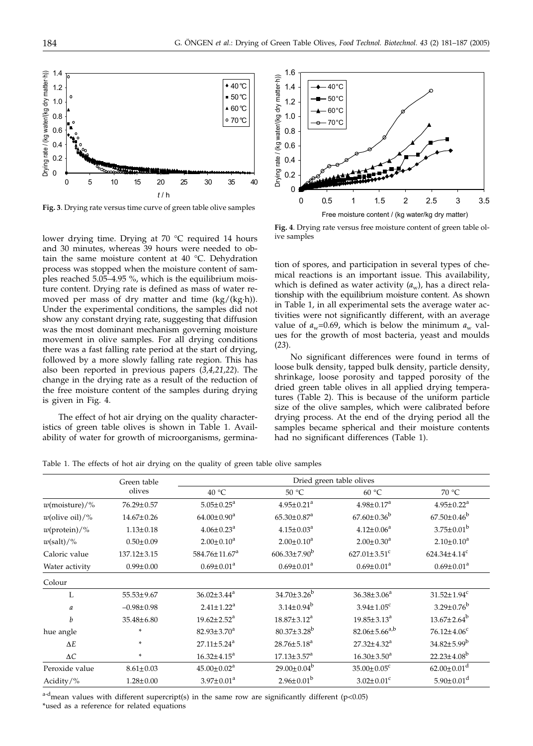**Fig. 3**. Drying rate versus time curve of green table olive samples

**Fig. 4**. Drying rate versus free moisture content of green table olive samples

lower drying time. Drying at 70 °C required 14 hours and 30 minutes, whereas 39 hours were needed to obtain the same moisture content at 40 °C. Dehydration process was stopped when the moisture content of samples reached 5.05–4.95 %, which is the equilibrium moisture content. Drying rate is defined as mass of water removed per mass of dry matter and time (kg/(kg·h)). Under the experimental conditions, the samples did not show any constant drying rate, suggesting that diffusion was the most dominant mechanism governing moisture movement in olive samples. For all drying conditions there was a fast falling rate period at the start of drying, followed by a more slowly falling rate region. This has also been reported in previous papers (*3,4,21,22*). The change in the drying rate as a result of the reduction of the free moisture content of the samples during drying is given in Fig. 4.

The effect of hot air drying on the quality characteristics of green table olives is shown in Table 1. Availability of water for growth of microorganisms, germination of spores, and participation in several types of chemical reactions is an important issue. This availability, which is defined as water activity ($a_w$), has a direct relationship with the equilibrium moisture content. As shown in Table 1, in all experimental sets the average water activities were not significantly different, with an average value of $a_w$=0.69, which is below the minimum $a_w$ values for the growth of most bacteria, yeast and moulds (*23*).

No significant differences were found in terms of loose bulk density, tapped bulk density, particle density, shrinkage, loose porosity and tapped porosity of the dried green table olives in all applied drying temperatures (Table 2). This is because of the uniform particle size of the olive samples, which were calibrated before drying process. At the end of the drying period all the samples became spherical and their moisture contents had no significant differences (Table 1).

Table 1. The effects of hot air drying on the quality of green table olive samples

| | Green table olives | Dried green table olives | | | |
|---|---|---|---|---|---|
| | | 40 °C | 50 °C | 60 °C | 70 °C |
| *w*(moisture)/% | 76.29±0.57 | 5.05±0.25[a] | 4.95±0.21[a] | 4.98±0.17[a] | 4.95±0.22[a] |
| *w*(olive oil)/% | 14.67±0.26 | 64.00±0.90[a] | 65.30±0.87[a] | 67.60±0.36[b] | 67.50±0.46[b] |
| *w*(protein)/% | 1.13±0.18 | 4.06±0.23[a] | 4.15±0.03[a] | 4.12±0.06[a] | 3.75±0.01[b] |
| *w*(salt)/% | 0.50±0.09 | 2.00±0.10[a] | 2.00±0.10[a] | 2.00±0.30[a] | 2.10±0.10[a] |
| Caloric value | 137.12±3.15 | 584.76±11.67[a] | 606.33±7.90[b] | 627.01±3.51[c] | 624.34±4.14[c] |
| Water activity | 0.99±0.00 | 0.69±0.01[a] | 0.69±0.01[a] | 0.69±0.01[a] | 0.69±0.01[a] |
| Colour | | | | | |
| L | 55.53±9.67 | 36.02±3.44[a] | 34.70±3.26[b] | 36.38±3.06[a] | 31.52±1.94[c] |
| *a* | –0.98±0.98 | 2.41±1.22[a] | 3.14±0.94[b] | 3.94±1.05[c] | 3.29±0.76[b] |
| *b* | 35.48±6.80 | 19.62±2.52[a] | 18.87±3.12[a] | 19.85±3.13[a] | 13.67±2.64[b] |
| hue angle | * | 82.93±3.70[a] | 80.37±3.28[b] | 82.06±5.66[a,b] | 76.12±4.06[c] |
| $\Delta E$ | * | 27.11±5.24[a] | 28.76±5.18[a] | 27.32±4.32[a] | 34.82±5.99[b] |
| $\Delta C$ | * | 16.32±4.15[a] | 17.13±3.57[a] | 16.30±3.50[a] | 22.23±4.08[b] |
| Peroxide value | 8.61±0.03 | 45.00±0.02[a] | 29.00±0.04[b] | 35.00±0.05[c] | 62.00±0.01[d] |
| Acidity/% | 1.28±0.00 | 3.97±0.01[a] | 2.96±0.01[b] | 3.02±0.01[c] | 5.90±0.01[d] |

[a-d]mean values with different supercript(s) in the same row are significantly different ($p<0.05$)

*used as a reference for related equations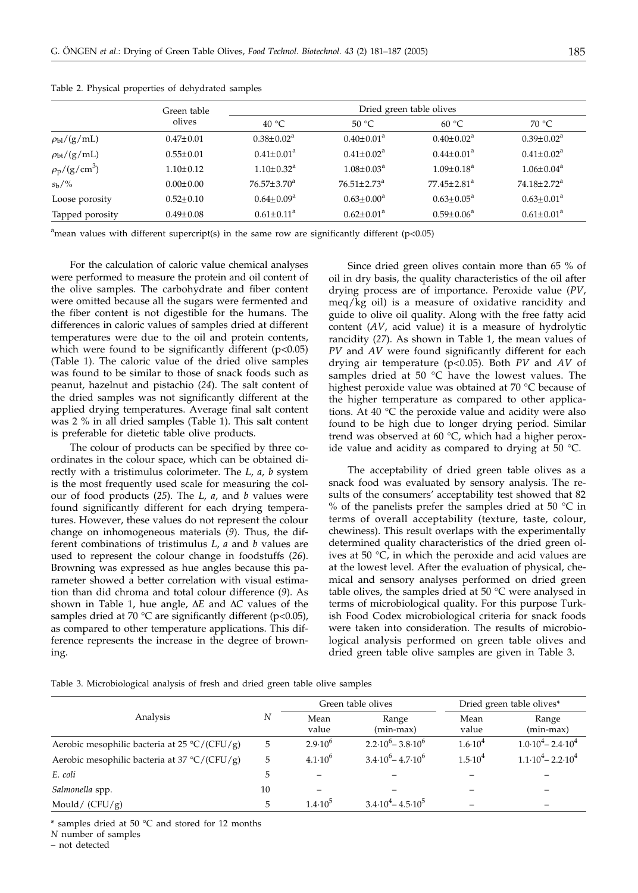Table 2. Physical properties of dehydrated samples

| | Green table olives | Dried green table olives | | | |
|---|---|---|---|---|---|
| | | 40 °C | 50 °C | 60 °C | 70 °C |
| $\rho_{bl}$/(g/mL) | 0.47±0.01 | 0.38±0.02[a] | 0.40±0.01[a] | 0.40±0.02[a] | 0.39±0.02[a] |
| $\rho_{bt}$/(g/mL) | 0.55±0.01 | 0.41±0.01[a] | 0.41±0.02[a] | 0.44±0.01[a] | 0.41±0.02[a] |
| $\rho_p$/(g/cm$^3$) | 1.10±0.12 | 1.10±0.32[a] | 1.08±0.03[a] | 1.09±0.18[a] | 1.06±0.04[a] |
| $s_b$/% | 0.00±0.00 | 76.57±3.70[a] | 76.51±2.73[a] | 77.45±2.81[a] | 74.18±2.72[a] |
| Loose porosity | 0.52±0.10 | 0.64±0.09[a] | 0.63±0.00[a] | 0.63±0.05[a] | 0.63±0.01[a] |
| Tapped porosity | 0.49±0.08 | 0.61±0.11[a] | 0.62±0.01[a] | 0.59±0.06[a] | 0.61±0.01[a] |

[a]mean values with different supercript(s) in the same row are significantly different ($p<0.05$)

For the calculation of caloric value chemical analyses were performed to measure the protein and oil content of the olive samples. The carbohydrate and fiber content were omitted because all the sugars were fermented and the fiber content is not digestible for the humans. The differences in caloric values of samples dried at different temperatures were due to the oil and protein contents, which were found to be significantly different ($p<0.05$) (Table 1). The caloric value of the dried olive samples was found to be similar to those of snack foods such as peanut, hazelnut and pistachio (*24*). The salt content of the dried samples was not significantly different at the applied drying temperatures. Average final salt content was 2 % in all dried samples (Table 1). This salt content is preferable for dietetic table olive products.

The colour of products can be specified by three coordinates in the colour space, which can be obtained directly with a tristimulus colorimeter. The *L*, *a*, *b* system is the most frequently used scale for measuring the colour of food products (*25*). The *L*, *a*, and *b* values were found significantly different for each drying temperatures. However, these values do not represent the colour change on inhomogeneous materials (*9*). Thus, the different combinations of tristimulus *L*, *a* and *b* values are used to represent the colour change in foodstuffs (*26*). Browning was expressed as hue angles because this parameter showed a better correlation with visual estimation than did chroma and total colour difference (*9*). As shown in Table 1, hue angle, $\Delta E$ and $\Delta C$ values of the samples dried at 70 °C are significantly different ($p<0.05$), as compared to other temperature applications. This difference represents the increase in the degree of browning.

Since dried green olives contain more than 65 % of oil in dry basis, the quality characteristics of the oil after drying process are of importance. Peroxide value (*PV*, meq/kg oil) is a measure of oxidative rancidity and guide to olive oil quality. Along with the free fatty acid content (*AV*, acid value) it is a measure of hydrolytic rancidity (*27*). As shown in Table 1, the mean values of *PV* and *AV* were found significantly different for each drying air temperature ($p<0.05$). Both *PV* and *AV* of samples dried at 50 °C have the lowest values. The highest peroxide value was obtained at 70 °C because of the higher temperature as compared to other applications. At 40 °C the peroxide value and acidity were also found to be high due to longer drying period. Similar trend was observed at 60 °C, which had a higher peroxide value and acidity as compared to drying at 50 °C.

The acceptability of dried green table olives as a snack food was evaluated by sensory analysis. The results of the consumers' acceptability test showed that 82 % of the panelists prefer the samples dried at 50 °C in terms of overall acceptability (texture, taste, colour, chewiness). This result overlaps with the experimentally determined quality characteristics of the dried green olives at 50 °C, in which the peroxide and acid values are at the lowest level. After the evaluation of physical, chemical and sensory analyses performed on dried green table olives, the samples dried at 50 °C were analysed in terms of microbiological quality. For this purpose Turkish Food Codex microbiological criteria for snack foods were taken into consideration. The results of microbiological analysis performed on green table olives and dried green table olive samples are given in Table 3.

Table 3. Microbiological analysis of fresh and dried green table olive samples

| Analysis | *N* | Green table olives | | Dried green table olives* | |
|---|---|---|---|---|---|
| | | Mean value | Range (min-max) | Mean value | Range (min-max) |
| Aerobic mesophilic bacteria at 25 °C/(CFU/g) | 5 | $2.9\cdot10^6$ | $2.2\cdot10^6$– $3.8\cdot10^6$ | $1.6\cdot10^4$ | $1.0\cdot10^4$– $2.4\cdot10^4$ |
| Aerobic mesophilic bacteria at 37 °C/(CFU/g) | 5 | $4.1\cdot10^6$ | $3.4\cdot10^6$– $4.7\cdot10^6$ | $1.5\cdot10^4$ | $1.1\cdot10^4$– $2.2\cdot10^4$ |
| *E. coli* | 5 | – | – | – | – |
| *Salmonella* spp. | 10 | – | – | – | – |
| Mould/ (CFU/g) | 5 | $1.4\cdot10^5$ | $3.4\cdot10^4$– $4.5\cdot10^5$ | – | – |

\* samples dried at 50 °C and stored for 12 months

*N* number of samples

– not detected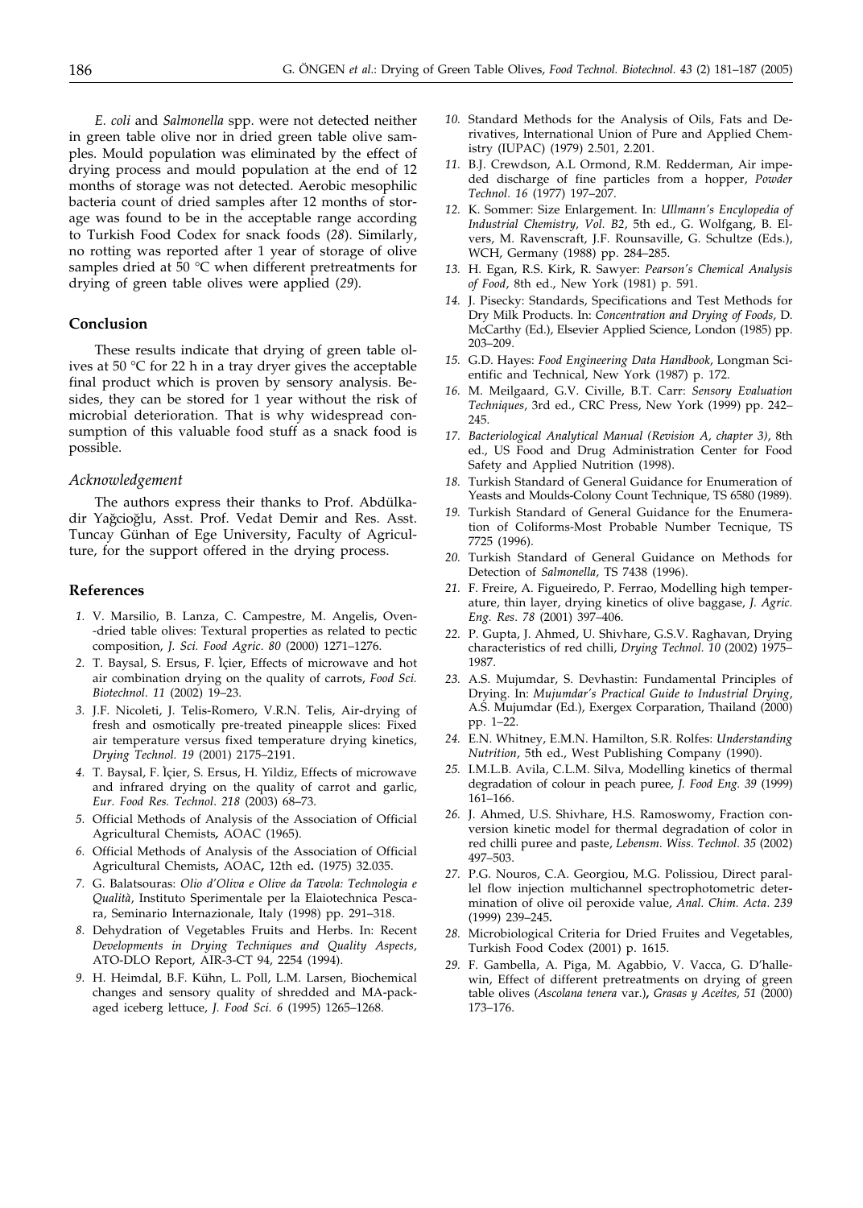*E. coli* and *Salmonella* spp. were not detected neither in green table olive nor in dried green table olive samples. Mould population was eliminated by the effect of drying process and mould population at the end of 12 months of storage was not detected. Aerobic mesophilic bacteria count of dried samples after 12 months of storage was found to be in the acceptable range according to Turkish Food Codex for snack foods (*28*). Similarly, no rotting was reported after 1 year of storage of olive samples dried at 50 °C when different pretreatments for drying of green table olives were applied (*29*).

## Conclusion

These results indicate that drying of green table olives at 50 °C for 22 h in a tray dryer gives the acceptable final product which is proven by sensory analysis. Besides, they can be stored for 1 year without the risk of microbial deterioration. That is why widespread consumption of this valuable food stuff as a snack food is possible.

### *Acknowledgement*

The authors express their thanks to Prof. Abdülkadir Yağcioğlu, Asst. Prof. Vedat Demir and Res. Asst. Tuncay Günhan of Ege University, Faculty of Agriculture, for the support offered in the drying process.

## References

1. V. Marsilio, B. Lanza, C. Campestre, M. Angelis, Oven--dried table olives: Textural properties as related to pectic composition, *J. Sci. Food Agric. 80* (2000) 1271–1276.
2. T. Baysal, S. Ersus, F. İçier, Effects of microwave and hot air combination drying on the quality of carrots, *Food Sci. Biotechnol. 11* (2002) 19–23.
3. J.F. Nicoleti, J. Telis-Romero, V.R.N. Telis, Air-drying of fresh and osmotically pre-treated pineapple slices: Fixed air temperature versus fixed temperature drying kinetics, *Drying Technol. 19* (2001) 2175–2191.
4. T. Baysal, F. İçier, S. Ersus, H. Yildiz, Effects of microwave and infrared drying on the quality of carrot and garlic, *Eur. Food Res. Technol. 218* (2003) 68–73.
5. Official Methods of Analysis of the Association of Official Agricultural Chemists**,** AOAC (1965).
6. Official Methods of Analysis of the Association of Official Agricultural Chemists**,** AOAC**,** 12th ed**.** (1975) 32.035.
7. G. Balatsouras: *Olio d'Oliva e Olive da Tavola: Technologia e Qualità*, Instituto Sperimentale per la Elaiotechnica Pescara, Seminario Internazionale, Italy (1998) pp. 291–318.
8. Dehydration of Vegetables Fruits and Herbs. In: *Recent Developments in Drying Techniques and Quality Aspects*, ATO-DLO Report, AIR-3-CT 94, 2254 (1994).
9. H. Heimdal, B.F. Kühn, L. Poll, L.M. Larsen, Biochemical changes and sensory quality of shredded and MA-packaged iceberg lettuce, *J. Food Sci. 6* (1995) 1265–1268.
10. Standard Methods for the Analysis of Oils, Fats and Derivatives, International Union of Pure and Applied Chemistry (IUPAC) (1979) 2.501, 2.201.
11. B.J. Crewdson, A.L Ormond, R.M. Redderman, Air impeded discharge of fine particles from a hopper, *Powder Technol. 16* (1977) 197–207.
12. K. Sommer: Size Enlargement. In: *Ullmann's Encylopedia of Industrial Chemistry, Vol. B2*, 5th ed., G. Wolfgang, B. Elvers, M. Ravenscraft, J.F. Rounsaville, G. Schultze (Eds.), WCH, Germany (1988) pp. 284–285.
13. H. Egan, R.S. Kirk, R. Sawyer: *Pearson's Chemical Analysis of Food*, 8th ed., New York (1981) p. 591.
14. J. Pisecky: Standards, Specifications and Test Methods for Dry Milk Products. In: *Concentration and Drying of Foods*, D. McCarthy (Ed.), Elsevier Applied Science, London (1985) pp. 203–209.
15. G.D. Hayes: *Food Engineering Data Handbook*, Longman Scientific and Technical, New York (1987) p. 172.
16. M. Meilgaard, G.V. Civille, B.T. Carr: *Sensory Evaluation Techniques*, 3rd ed., CRC Press, New York (1999) pp. 242–245.
17. *Bacteriological Analytical Manual (Revision A, chapter 3)*, 8th ed., US Food and Drug Administration Center for Food Safety and Applied Nutrition (1998).
18. Turkish Standard of General Guidance for Enumeration of Yeasts and Moulds-Colony Count Technique, TS 6580 (1989).
19. Turkish Standard of General Guidance for the Enumeration of Coliforms-Most Probable Number Tecnique, TS 7725 (1996).
20. Turkish Standard of General Guidance on Methods for Detection of *Salmonella*, TS 7438 (1996).
21. F. Freire, A. Figueiredo, P. Ferrao, Modelling high temperature, thin layer, drying kinetics of olive baggase, *J. Agric. Eng. Res. 78* (2001) 397–406.
22. P. Gupta, J. Ahmed, U. Shivhare, G.S.V. Raghavan, Drying characteristics of red chilli, *Drying Technol. 10* (2002) 1975–1987.
23. A.S. Mujumdar, S. Devhastin: Fundamental Principles of Drying. In: *Mujumdar's Practical Guide to Industrial Drying*, A.S. Mujumdar (Ed.), Exergex Corparation, Thailand (2000) pp. 1–22.
24. E.N. Whitney, E.M.N. Hamilton, S.R. Rolfes: *Understanding Nutrition*, 5th ed., West Publishing Company (1990).
25. I.M.L.B. Avila, C.L.M. Silva, Modelling kinetics of thermal degradation of colour in peach puree, *J. Food Eng. 39* (1999) 161–166.
26. J. Ahmed, U.S. Shivhare, H.S. Ramoswomy, Fraction conversion kinetic model for thermal degradation of color in red chilli puree and paste, *Lebensm. Wiss. Technol. 35* (2002) 497–503.
27. P.G. Nouros, C.A. Georgiou, M.G. Polissiou, Direct parallel flow injection multichannel spectrophotometric determination of olive oil peroxide value, *Anal. Chim. Acta. 239* (1999) 239–245**.**
28. Microbiological Criteria for Dried Fruites and Vegetables, Turkish Food Codex (2001) p. 1615.
29. F. Gambella, A. Piga, M. Agabbio, V. Vacca, G. D'hallewin, Effect of different pretreatments on drying of green table olives (*Ascolana tenera* var.)**,** *Grasas y Aceites, 51* (2000) 173–176.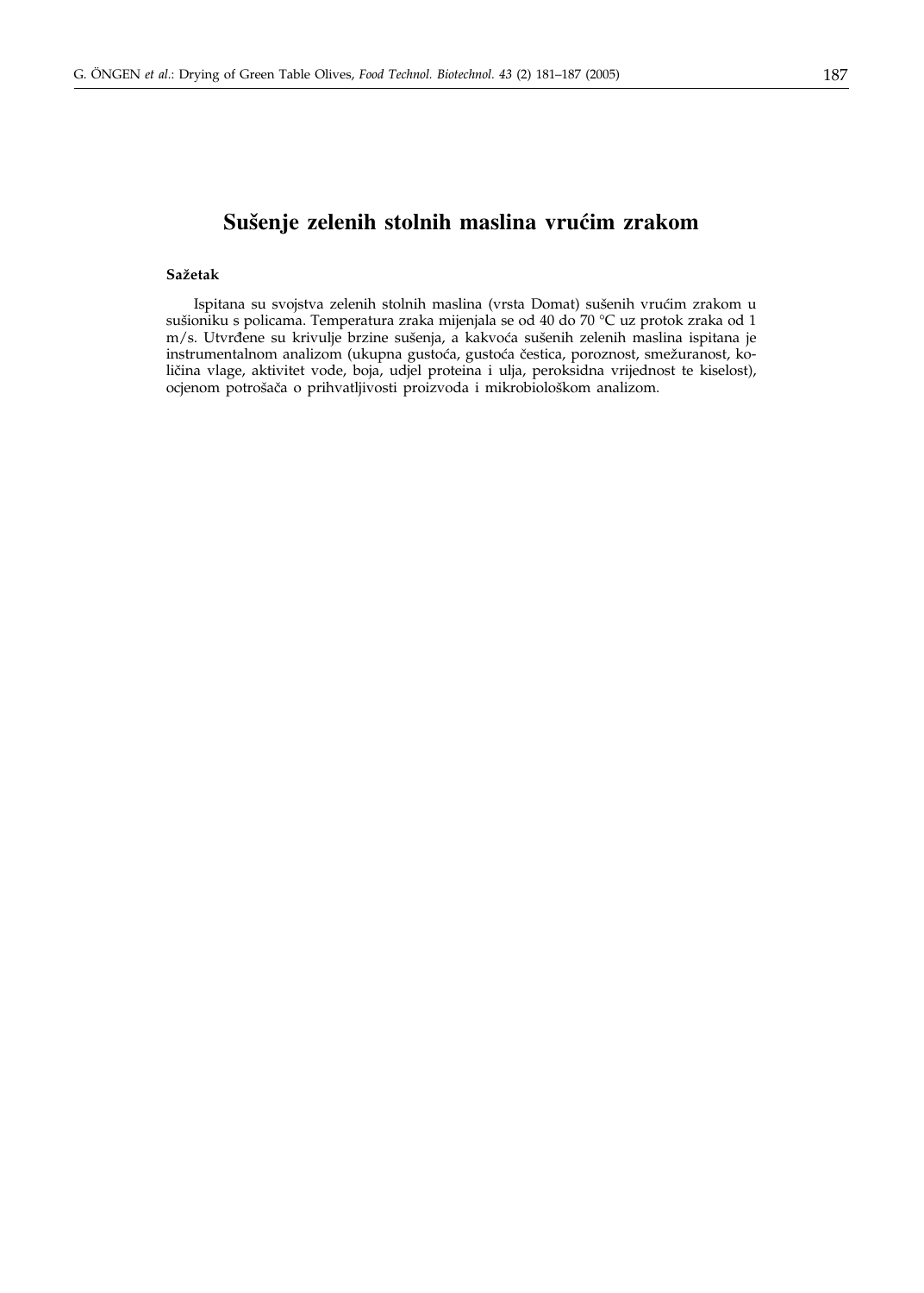# Sušenje zelenih stolnih maslina vrućim zrakom

### Sažetak

Ispitana su svojstva zelenih stolnih maslina (vrsta Domat) sušenih vrućim zrakom u sušioniku s policama. Temperatura zraka mijenjala se od 40 do 70 °C uz protok zraka od 1 m/s. Utvrđene su krivulje brzine sušenja, a kakvoća sušenih zelenih maslina ispitana je instrumentalnom analizom (ukupna gustoća, gustoća čestica, poroznost, smežuranost, količina vlage, aktivitet vode, boja, udjel proteina i ulja, peroksidna vrijednost te kiselost), ocjenom potrošača o prihvatljivosti proizvoda i mikrobiološkom analizom.